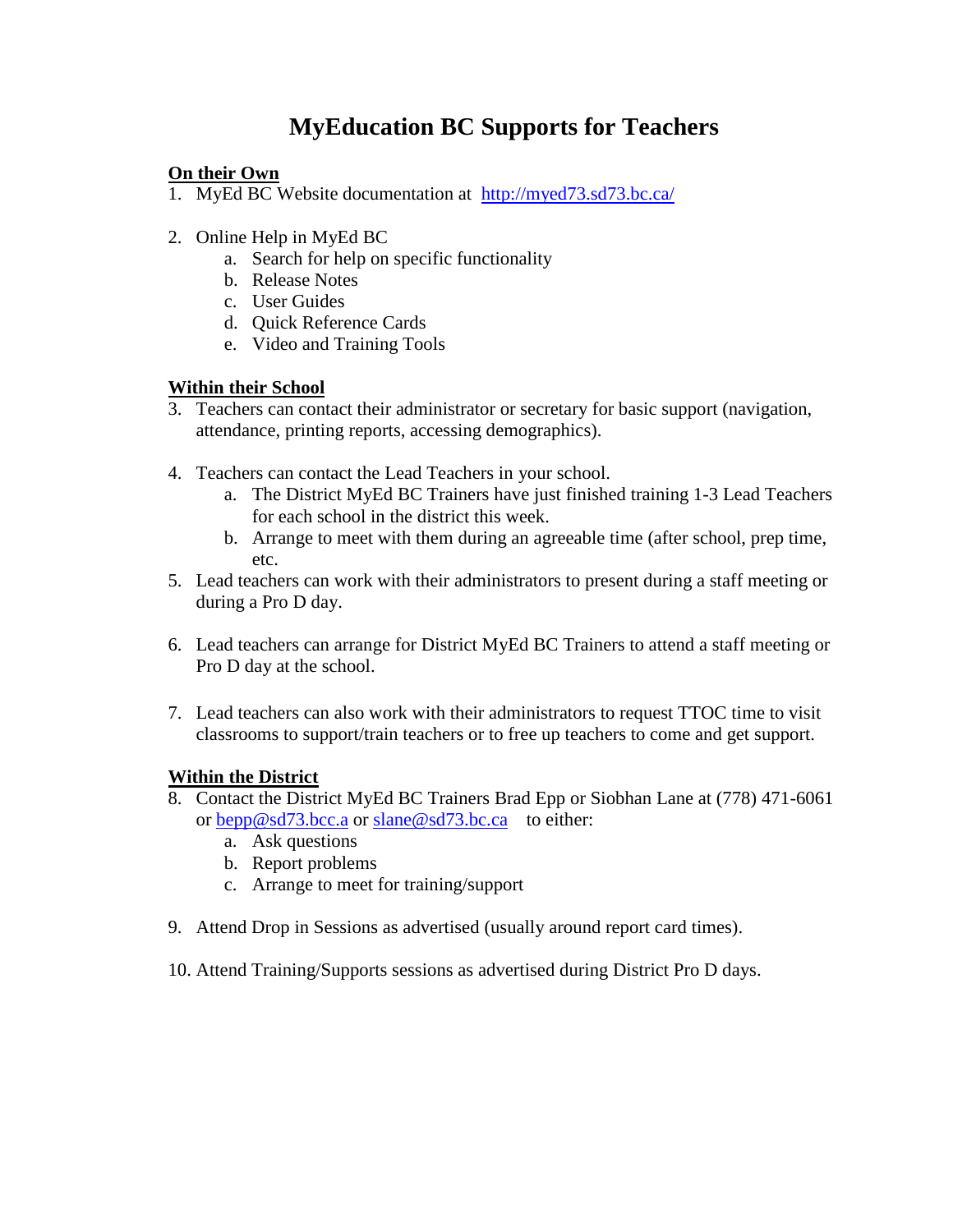# MyEducation BC Supports for Teachers

**On their Own**

1. MyEd BC Website documentation at [http://myed73.sd73.bc.ca/](http://myed73.sd73.bc.ca/)

2. Online Help in MyEd BC
   a. Search for help on specific functionality
   b. Release Notes
   c. User Guides
   d. Quick Reference Cards
   e. Video and Training Tools

**Within their School**

3. Teachers can contact their administrator or secretary for basic support (navigation, attendance, printing reports, accessing demographics).

4. Teachers can contact the Lead Teachers in your school.
   a. The District MyEd BC Trainers have just finished training 1-3 Lead Teachers for each school in the district this week.
   b. Arrange to meet with them during an agreeable time (after school, prep time, etc.
5. Lead teachers can work with their administrators to present during a staff meeting or during a Pro D day.

6. Lead teachers can arrange for District MyEd BC Trainers to attend a staff meeting or Pro D day at the school.

7. Lead teachers can also work with their administrators to request TTOC time to visit classrooms to support/train teachers or to free up teachers to come and get support.

**Within the District**

8. Contact the District MyEd BC Trainers Brad Epp or Siobhan Lane at (778) 471-6061 or [bepp@sd73.bcc.a](mailto:bepp@sd73.bcc.a) or [slane@sd73.bc.ca](mailto:slane@sd73.bc.ca) to either:
   a. Ask questions
   b. Report problems
   c. Arrange to meet for training/support

9. Attend Drop in Sessions as advertised (usually around report card times).

10. Attend Training/Supports sessions as advertised during District Pro D days.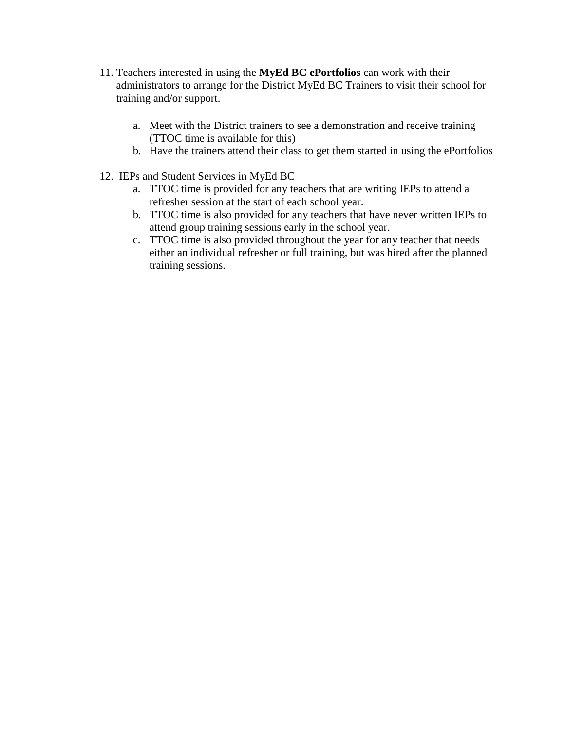11. Teachers interested in using the **MyEd BC ePortfolios** can work with their administrators to arrange for the District MyEd BC Trainers to visit their school for training and/or support.

    a. Meet with the District trainers to see a demonstration and receive training (TTOC time is available for this)
    b. Have the trainers attend their class to get them started in using the ePortfolios

12. IEPs and Student Services in MyEd BC
    a. TTOC time is provided for any teachers that are writing IEPs to attend a refresher session at the start of each school year.
    b. TTOC time is also provided for any teachers that have never written IEPs to attend group training sessions early in the school year.
    c. TTOC time is also provided throughout the year for any teacher that needs either an individual refresher or full training, but was hired after the planned training sessions.